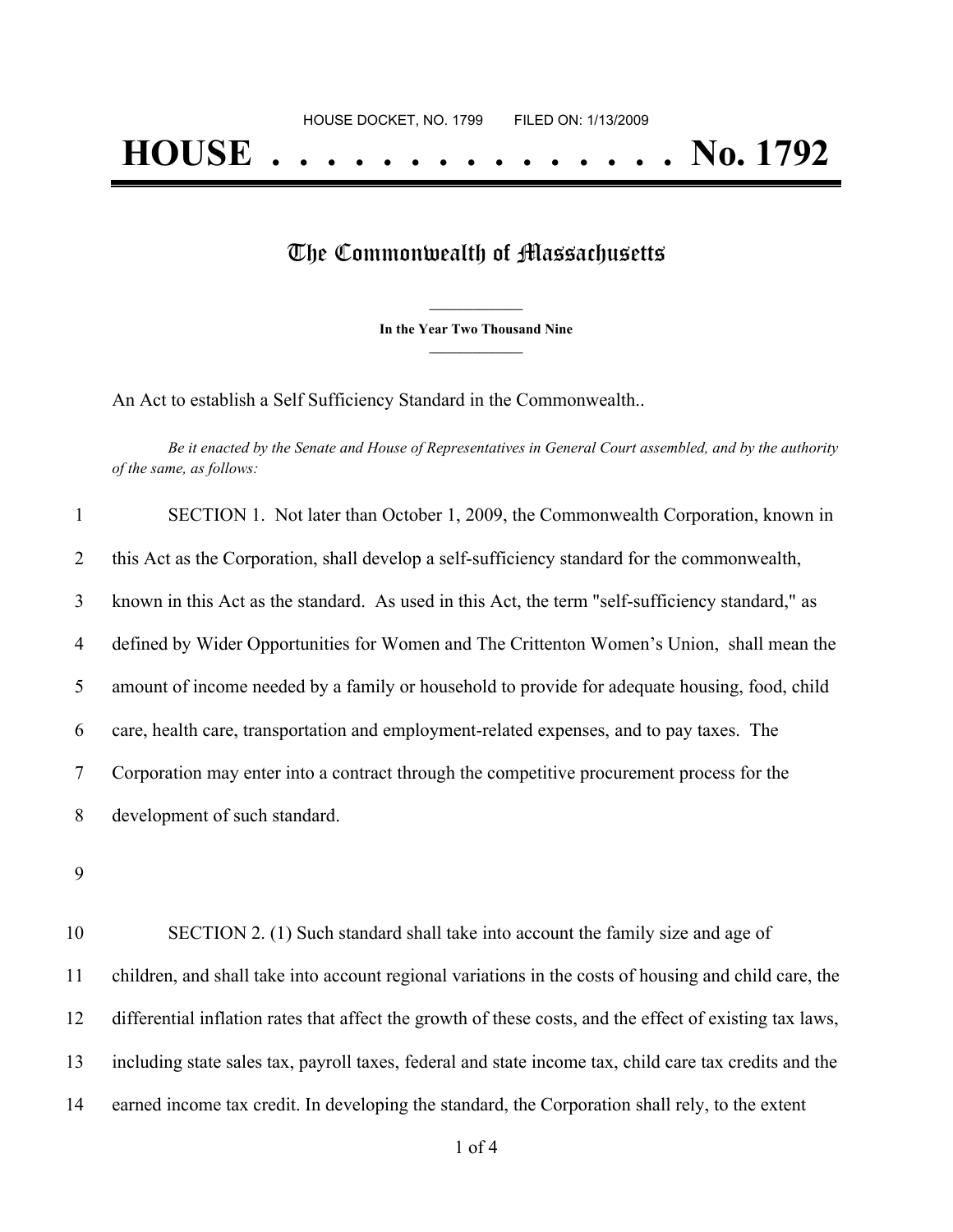HOUSE DOCKET, NO. 1799 FILED ON: 1/13/2009

# HOUSE . . . . . . . . . . . . . . . No. 1792

## The Commonwealth of Massachusetts

**In the Year Two Thousand Nine**

An Act to establish a Self Sufficiency Standard in the Commonwealth..

*Be it enacted by the Senate and House of Representatives in General Court assembled, and by the authority of the same, as follows:*

1 SECTION 1. Not later than October 1, 2009, the Commonwealth Corporation, known in
2 this Act as the Corporation, shall develop a self-sufficiency standard for the commonwealth,
3 known in this Act as the standard. As used in this Act, the term "self-sufficiency standard," as
4 defined by Wider Opportunities for Women and The Crittenton Women's Union, shall mean the
5 amount of income needed by a family or household to provide for adequate housing, food, child
6 care, health care, transportation and employment-related expenses, and to pay taxes. The
7 Corporation may enter into a contract through the competitive procurement process for the
8 development of such standard.

9

10 SECTION 2. (1) Such standard shall take into account the family size and age of
11 children, and shall take into account regional variations in the costs of housing and child care, the
12 differential inflation rates that affect the growth of these costs, and the effect of existing tax laws,
13 including state sales tax, payroll taxes, federal and state income tax, child care tax credits and the
14 earned income tax credit. In developing the standard, the Corporation shall rely, to the extent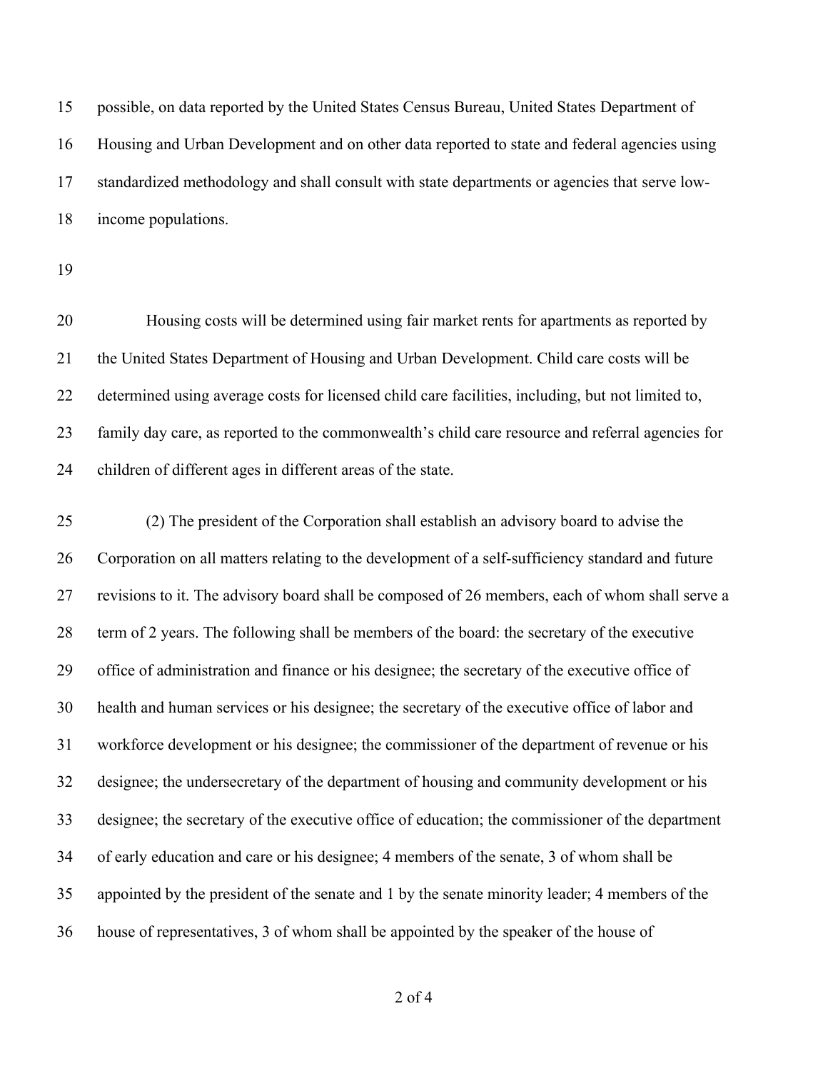possible, on data reported by the United States Census Bureau, United States Department of Housing and Urban Development and on other data reported to state and federal agencies using standardized methodology and shall consult with state departments or agencies that serve low-income populations.

Housing costs will be determined using fair market rents for apartments as reported by the United States Department of Housing and Urban Development. Child care costs will be determined using average costs for licensed child care facilities, including, but not limited to, family day care, as reported to the commonwealth's child care resource and referral agencies for children of different ages in different areas of the state.

(2) The president of the Corporation shall establish an advisory board to advise the Corporation on all matters relating to the development of a self-sufficiency standard and future revisions to it. The advisory board shall be composed of 26 members, each of whom shall serve a term of 2 years. The following shall be members of the board: the secretary of the executive office of administration and finance or his designee; the secretary of the executive office of health and human services or his designee; the secretary of the executive office of labor and workforce development or his designee; the commissioner of the department of revenue or his designee; the undersecretary of the department of housing and community development or his designee; the secretary of the executive office of education; the commissioner of the department of early education and care or his designee; 4 members of the senate, 3 of whom shall be appointed by the president of the senate and 1 by the senate minority leader; 4 members of the house of representatives, 3 of whom shall be appointed by the speaker of the house of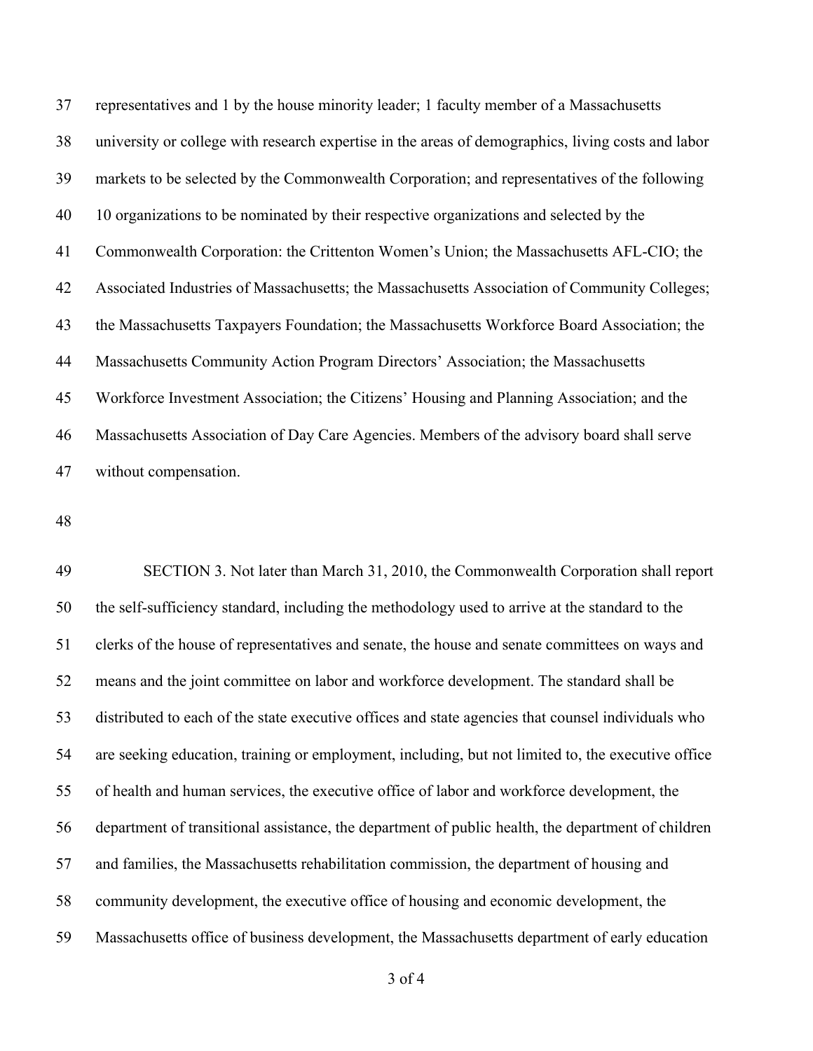representatives and 1 by the house minority leader; 1 faculty member of a Massachusetts university or college with research expertise in the areas of demographics, living costs and labor markets to be selected by the Commonwealth Corporation; and representatives of the following 10 organizations to be nominated by their respective organizations and selected by the Commonwealth Corporation: the Crittenton Women's Union; the Massachusetts AFL-CIO; the Associated Industries of Massachusetts; the Massachusetts Association of Community Colleges; the Massachusetts Taxpayers Foundation; the Massachusetts Workforce Board Association; the Massachusetts Community Action Program Directors' Association; the Massachusetts Workforce Investment Association; the Citizens' Housing and Planning Association; and the Massachusetts Association of Day Care Agencies. Members of the advisory board shall serve without compensation.

SECTION 3. Not later than March 31, 2010, the Commonwealth Corporation shall report the self-sufficiency standard, including the methodology used to arrive at the standard to the clerks of the house of representatives and senate, the house and senate committees on ways and means and the joint committee on labor and workforce development. The standard shall be distributed to each of the state executive offices and state agencies that counsel individuals who are seeking education, training or employment, including, but not limited to, the executive office of health and human services, the executive office of labor and workforce development, the department of transitional assistance, the department of public health, the department of children and families, the Massachusetts rehabilitation commission, the department of housing and community development, the executive office of housing and economic development, the Massachusetts office of business development, the Massachusetts department of early education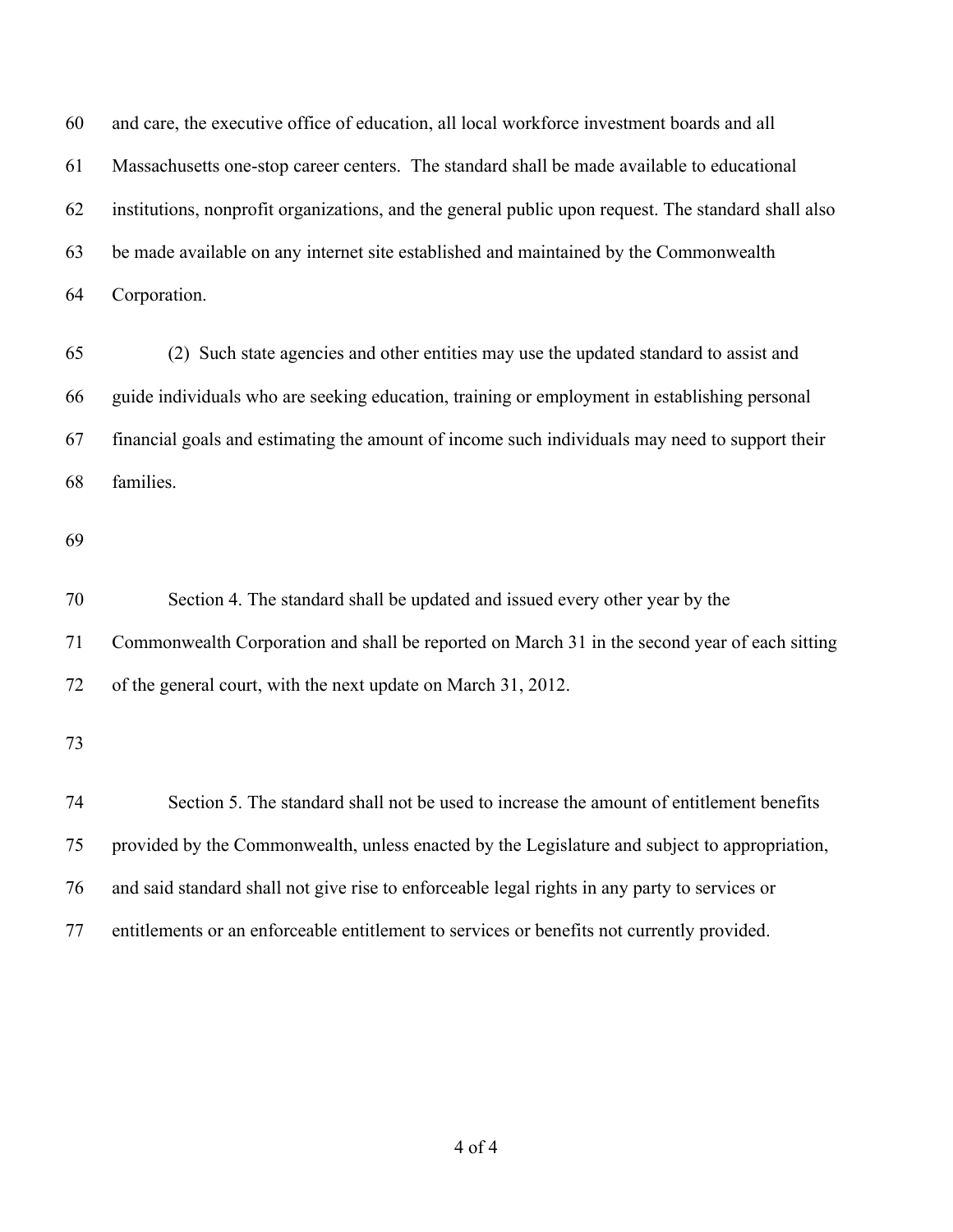and care, the executive office of education, all local workforce investment boards and all Massachusetts one-stop career centers. The standard shall be made available to educational institutions, nonprofit organizations, and the general public upon request. The standard shall also be made available on any internet site established and maintained by the Commonwealth Corporation.

(2) Such state agencies and other entities may use the updated standard to assist and guide individuals who are seeking education, training or employment in establishing personal financial goals and estimating the amount of income such individuals may need to support their families.

Section 4. The standard shall be updated and issued every other year by the Commonwealth Corporation and shall be reported on March 31 in the second year of each sitting of the general court, with the next update on March 31, 2012.

Section 5. The standard shall not be used to increase the amount of entitlement benefits provided by the Commonwealth, unless enacted by the Legislature and subject to appropriation, and said standard shall not give rise to enforceable legal rights in any party to services or entitlements or an enforceable entitlement to services or benefits not currently provided.